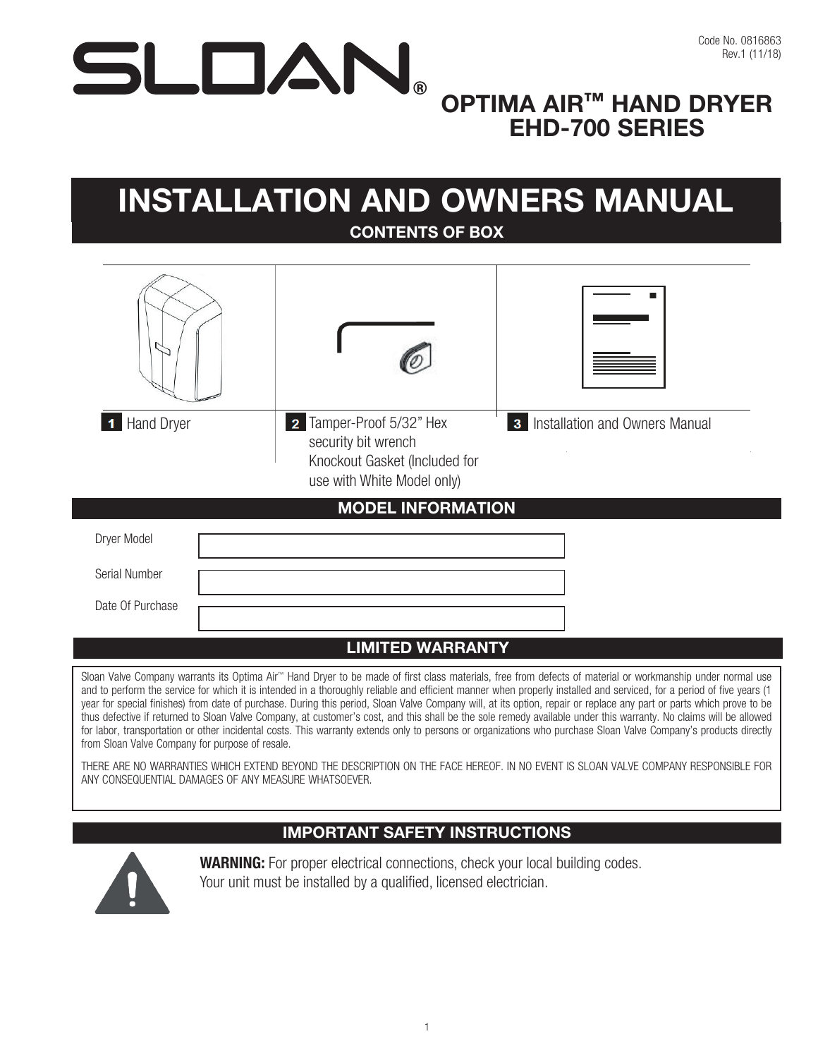Code No. 0816863
Rev.1 (11/18)

# SLOAN®

## OPTIMA AIR™ HAND DRYER EHD-700 SERIES

# INSTALLATION AND OWNERS MANUAL

## CONTENTS OF BOX

| | | |
|---|---|---|
| **1** Hand Dryer | **2** Tamper-Proof 5/32" Hex security bit wrench<br>Knockout Gasket (Included for use with White Model only) | **3** Installation and Owners Manual |

## MODEL INFORMATION

| | |
|---|---|
| Dryer Model | |
| Serial Number | |
| Date Of Purchase | |

## LIMITED WARRANTY

Sloan Valve Company warrants its Optima Air™ Hand Dryer to be made of first class materials, free from defects of material or workmanship under normal use and to perform the service for which it is intended in a thoroughly reliable and efficient manner when properly installed and serviced, for a period of five years (1 year for special finishes) from date of purchase. During this period, Sloan Valve Company will, at its option, repair or replace any part or parts which prove to be thus defective if returned to Sloan Valve Company, at customer's cost, and this shall be the sole remedy available under this warranty. No claims will be allowed for labor, transportation or other incidental costs. This warranty extends only to persons or organizations who purchase Sloan Valve Company's products directly from Sloan Valve Company for purpose of resale.

THERE ARE NO WARRANTIES WHICH EXTEND BEYOND THE DESCRIPTION ON THE FACE HEREOF. IN NO EVENT IS SLOAN VALVE COMPANY RESPONSIBLE FOR ANY CONSEQUENTIAL DAMAGES OF ANY MEASURE WHATSOEVER.

## IMPORTANT SAFETY INSTRUCTIONS

**WARNING:** For proper electrical connections, check your local building codes. Your unit must be installed by a qualified, licensed electrician.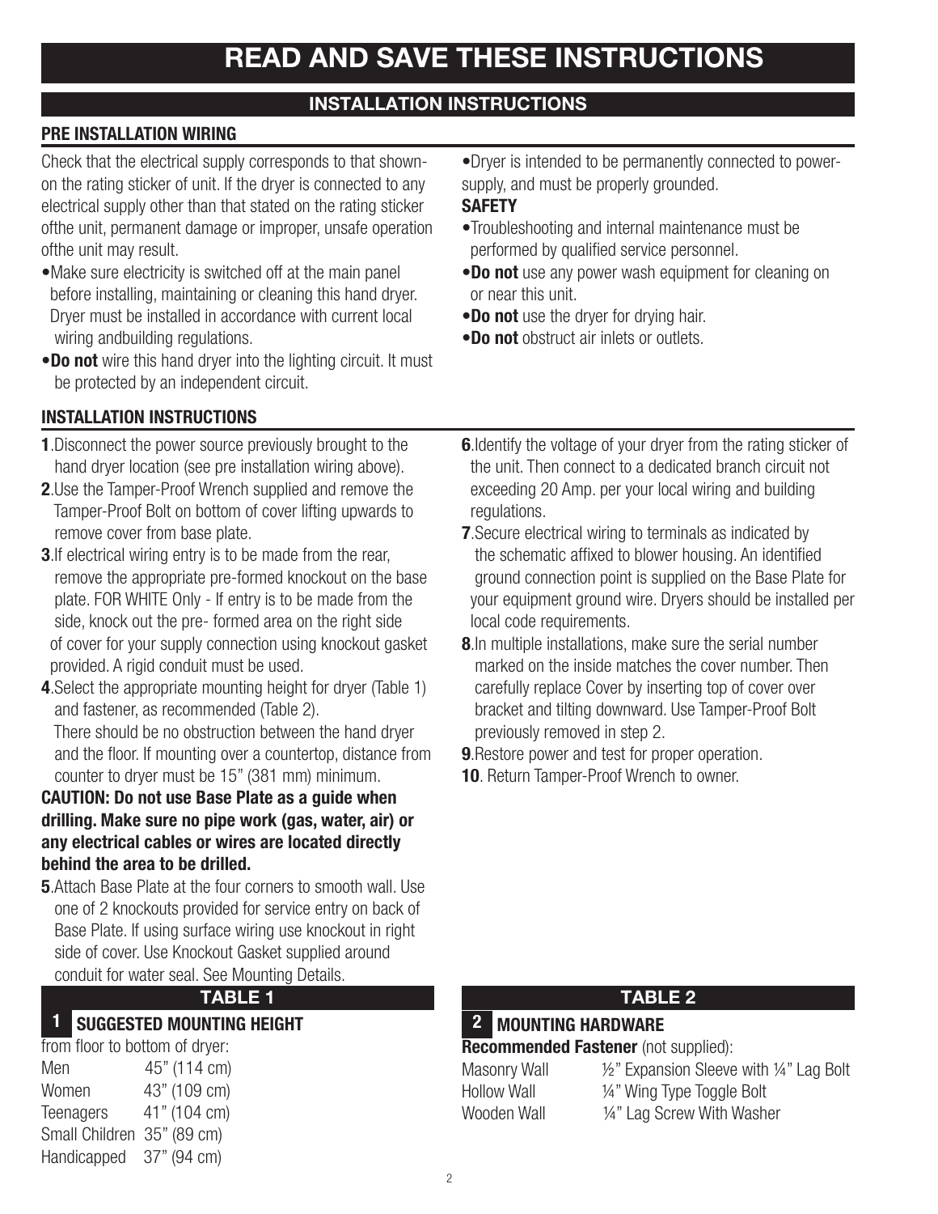# READ AND SAVE THESE INSTRUCTIONS

## INSTALLATION INSTRUCTIONS

### PRE INSTALLATION WIRING

Check that the electrical supply corresponds to that shown-on the rating sticker of unit. If the dryer is connected to any electrical supply other than that stated on the rating sticker ofthe unit, permanent damage or improper, unsafe operation ofthe unit may result.

- Make sure electricity is switched off at the main panel before installing, maintaining or cleaning this hand dryer. Dryer must be installed in accordance with current local wiring andbuilding regulations.
- **Do not** wire this hand dryer into the lighting circuit. It must be protected by an independent circuit.
- Dryer is intended to be permanently connected to power-supply, and must be properly grounded.

**SAFETY**

- Troubleshooting and internal maintenance must be performed by qualified service personnel.
- **Do not** use any power wash equipment for cleaning on or near this unit.
- **Do not** use the dryer for drying hair.
- **Do not** obstruct air inlets or outlets.

### INSTALLATION INSTRUCTIONS

**1**.Disconnect the power source previously brought to the hand dryer location (see pre installation wiring above).

**2**.Use the Tamper-Proof Wrench supplied and remove the Tamper-Proof Bolt on bottom of cover lifting upwards to remove cover from base plate.

**3**.If electrical wiring entry is to be made from the rear, remove the appropriate pre-formed knockout on the base plate. FOR WHITE Only - If entry is to be made from the side, knock out the pre- formed area on the right side of cover for your supply connection using knockout gasket provided. A rigid conduit must be used.

**4**.Select the appropriate mounting height for dryer (Table 1) and fastener, as recommended (Table 2).
There should be no obstruction between the hand dryer and the floor. If mounting over a countertop, distance from counter to dryer must be 15" (381 mm) minimum.

**CAUTION: Do not use Base Plate as a guide when drilling. Make sure no pipe work (gas, water, air) or any electrical cables or wires are located directly behind the area to be drilled.**

**5**.Attach Base Plate at the four corners to smooth wall. Use one of 2 knockouts provided for service entry on back of Base Plate. If using surface wiring use knockout in right side of cover. Use Knockout Gasket supplied around conduit for water seal. See Mounting Details.

**6**.Identify the voltage of your dryer from the rating sticker of the unit. Then connect to a dedicated branch circuit not exceeding 20 Amp. per your local wiring and building regulations.

**7**.Secure electrical wiring to terminals as indicated by the schematic affixed to blower housing. An identified ground connection point is supplied on the Base Plate for your equipment ground wire. Dryers should be installed per local code requirements.

**8**.In multiple installations, make sure the serial number marked on the inside matches the cover number. Then carefully replace Cover by inserting top of cover over bracket and tilting downward. Use Tamper-Proof Bolt previously removed in step 2.

**9**.Restore power and test for proper operation.

**10**. Return Tamper-Proof Wrench to owner.

### TABLE 1

**1 SUGGESTED MOUNTING HEIGHT**

from floor to bottom of dryer:

| | |
|---|---|
| Men | 45" (114 cm) |
| Women | 43" (109 cm) |
| Teenagers | 41" (104 cm) |
| Small Children | 35" (89 cm) |
| Handicapped | 37" (94 cm) |

### TABLE 2

**2 MOUNTING HARDWARE**

**Recommended Fastener** (not supplied):

| | |
|---|---|
| Masonry Wall | ½" Expansion Sleeve with ¼" Lag Bolt |
| Hollow Wall | ¼" Wing Type Toggle Bolt |
| Wooden Wall | ¼" Lag Screw With Washer |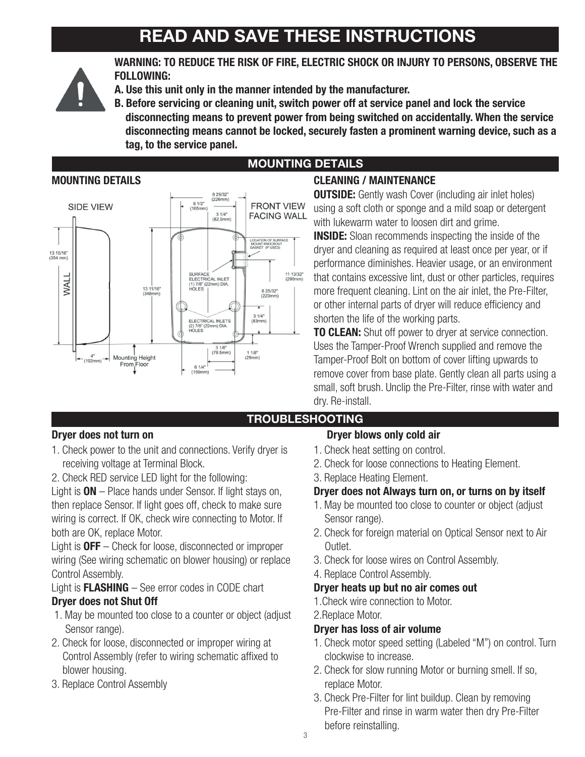# READ AND SAVE THESE INSTRUCTIONS

**WARNING: TO REDUCE THE RISK OF FIRE, ELECTRIC SHOCK OR INJURY TO PERSONS, OBSERVE THE FOLLOWING:**

**A. Use this unit only in the manner intended by the manufacturer.**

**B. Before servicing or cleaning unit, switch power off at service panel and lock the service disconnecting means to prevent power from being switched on accidentally. When the service disconnecting means cannot be locked, securely fasten a prominent warning device, such as a tag, to the service panel.**

## MOUNTING DETAILS

### MOUNTING DETAILS

SIDE VIEW

FRONT VIEW FACING WALL

8 29/32" (226mm)
6 1/2" (165mm)
3 1/4" (82.5mm)
LOCATION OF SURFACE MOUNT KNOCKOUT GASKET (IF USED)
13 15/16" (354 mm)
WALL
13 11/16" (348mm)
SURFACE ELECTRICAL INLET (1) 7/8" (22mm) DIA. HOLES
11 13/32" (290mm)
8 25/32" (223mm)
3 1/4" (83mm)
ELECTRICAL INLETS (2) 7/8" (22mm) DIA. HOLES
3 1/8" (79.5mm)
1 1/8" (29mm)
4" (102mm)
Mounting Height From Floor
6 1/4" (159mm)

### CLEANING / MAINTENANCE

**OUTSIDE:** Gently wash Cover (including air inlet holes) using a soft cloth or sponge and a mild soap or detergent with lukewarm water to loosen dirt and grime.

**INSIDE:** Sloan recommends inspecting the inside of the dryer and cleaning as required at least once per year, or if performance diminishes. Heavier usage, or an environment that contains excessive lint, dust or other particles, requires more frequent cleaning. Lint on the air inlet, the Pre-Filter, or other internal parts of dryer will reduce efficiency and shorten the life of the working parts.

**TO CLEAN:** Shut off power to dryer at service connection. Uses the Tamper-Proof Wrench supplied and remove the Tamper-Proof Bolt on bottom of cover lifting upwards to remove cover from base plate. Gently clean all parts using a small, soft brush. Unclip the Pre-Filter, rinse with water and dry. Re-install.

## TROUBLESHOOTING

### Dryer does not turn on

1. Check power to the unit and connections. Verify dryer is receiving voltage at Terminal Block.
2. Check RED service LED light for the following:

Light is **ON** – Place hands under Sensor. If light stays on, then replace Sensor. If light goes off, check to make sure wiring is correct. If OK, check wire connecting to Motor. If both are OK, replace Motor.

Light is **OFF** – Check for loose, disconnected or improper wiring (See wiring schematic on blower housing) or replace Control Assembly.

Light is **FLASHING** – See error codes in CODE chart

### Dryer does not Shut Off

1. May be mounted too close to a counter or object (adjust Sensor range).
2. Check for loose, disconnected or improper wiring at Control Assembly (refer to wiring schematic affixed to blower housing.
3. Replace Control Assembly

### Dryer blows only cold air

1. Check heat setting on control.
2. Check for loose connections to Heating Element.
3. Replace Heating Element.

### Dryer does not Always turn on, or turns on by itself

1. May be mounted too close to counter or object (adjust Sensor range).
2. Check for foreign material on Optical Sensor next to Air Outlet.
3. Check for loose wires on Control Assembly.
4. Replace Control Assembly.

### Dryer heats up but no air comes out

1. Check wire connection to Motor.
2. Replace Motor.

### Dryer has loss of air volume

1. Check motor speed setting (Labeled "M") on control. Turn clockwise to increase.
2. Check for slow running Motor or burning smell. If so, replace Motor.
3. Check Pre-Filter for lint buildup. Clean by removing Pre-Filter and rinse in warm water then dry Pre-Filter before reinstalling.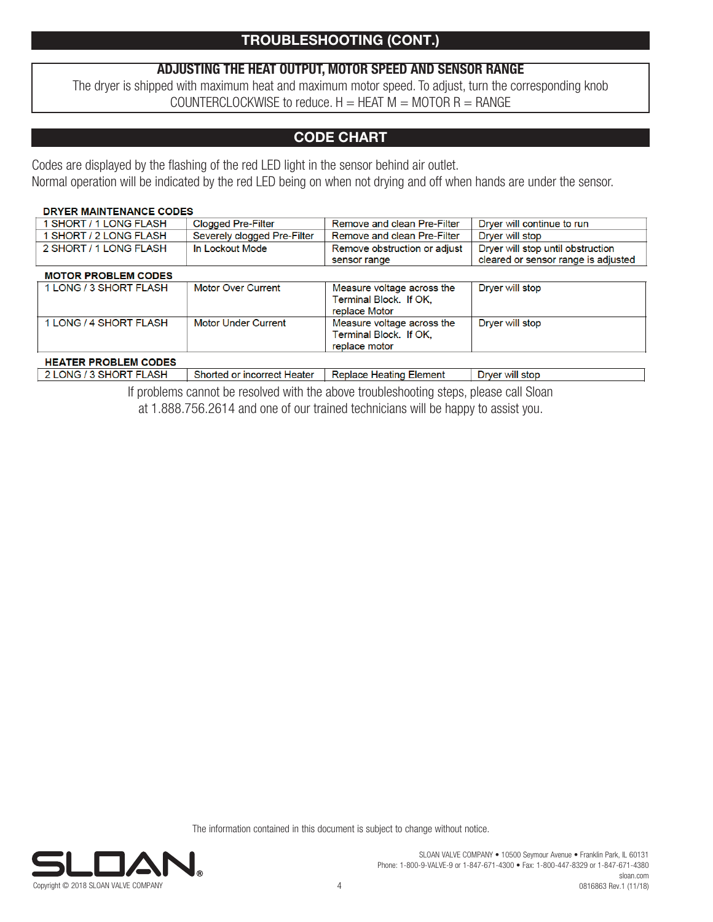## TROUBLESHOOTING (CONT.)

### ADJUSTING THE HEAT OUTPUT, MOTOR SPEED AND SENSOR RANGE

The dryer is shipped with maximum heat and maximum motor speed. To adjust, turn the corresponding knob COUNTERCLOCKWISE to reduce. H = HEAT M = MOTOR R = RANGE

## CODE CHART

Codes are displayed by the flashing of the red LED light in the sensor behind air outlet.
Normal operation will be indicated by the red LED being on when not drying and off when hands are under the sensor.

**DRYER MAINTENANCE CODES**

| | | | |
|---|---|---|---|
| 1 SHORT / 1 LONG FLASH | Clogged Pre-Filter | Remove and clean Pre-Filter | Dryer will continue to run |
| 1 SHORT / 2 LONG FLASH | Severely clogged Pre-Filter | Remove and clean Pre-Filter | Dryer will stop |
| 2 SHORT / 1 LONG FLASH | In Lockout Mode | Remove obstruction or adjust sensor range | Dryer will stop until obstruction cleared or sensor range is adjusted |

**MOTOR PROBLEM CODES**

| | | | |
|---|---|---|---|
| 1 LONG / 3 SHORT FLASH | Motor Over Current | Measure voltage across the Terminal Block. If OK, replace Motor | Dryer will stop |
| 1 LONG / 4 SHORT FLASH | Motor Under Current | Measure voltage across the Terminal Block. If OK, replace motor | Dryer will stop |

**HEATER PROBLEM CODES**

| | | | |
|---|---|---|---|
| 2 LONG / 3 SHORT FLASH | Shorted or incorrect Heater | Replace Heating Element | Dryer will stop |

If problems cannot be resolved with the above troubleshooting steps, please call Sloan at 1.888.756.2614 and one of our trained technicians will be happy to assist you.

The information contained in this document is subject to change without notice.

SLOAN

Copyright © 2018 SLOAN VALVE COMPANY

SLOAN VALVE COMPANY • 10500 Seymour Avenue • Franklin Park, IL 60131
Phone: 1-800-9-VALVE-9 or 1-847-671-4300 • Fax: 1-800-447-8329 or 1-847-671-4380
sloan.com
0816863 Rev.1 (11/18)